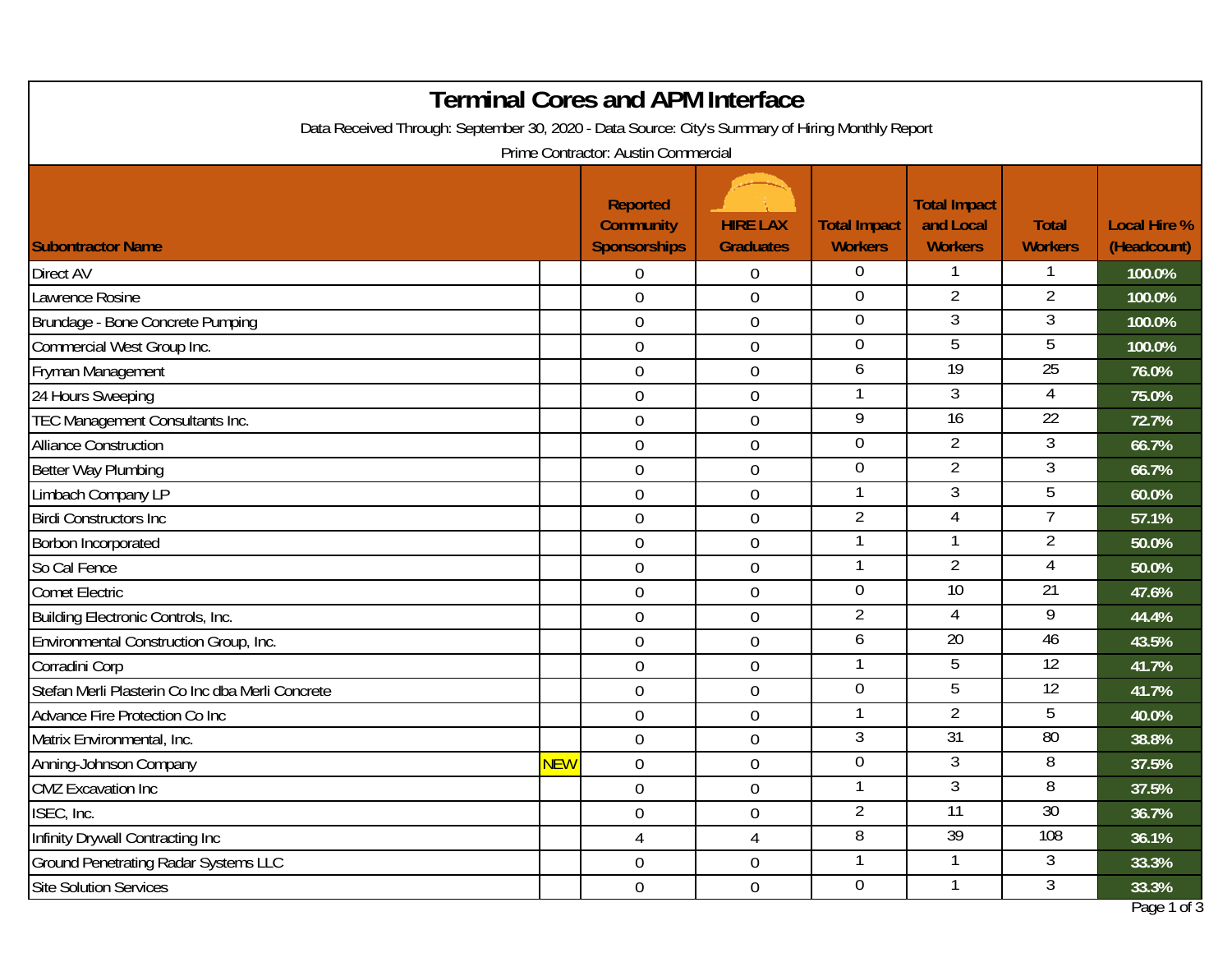# Terminal Cores and APM Interface

Data Received Through: September 30, 2020 - Data Source: City's Summary of Hiring Monthly Report

Prime Contractor: Austin Commercial

| Subontractor Name | | Reported Community Sponsorships | HIRE LAX Graduates | Total Impact Workers | Total Impact and Local Workers | Total Workers | Local Hire % (Headcount) |
|---|---|---|---|---|---|---|---|
| Direct AV | | 0 | 0 | 0 | 1 | 1 | 100.0% |
| Lawrence Rosine | | 0 | 0 | 0 | 2 | 2 | 100.0% |
| Brundage - Bone Concrete Pumping | | 0 | 0 | 0 | 3 | 3 | 100.0% |
| Commercial West Group Inc. | | 0 | 0 | 0 | 5 | 5 | 100.0% |
| Fryman Management | | 0 | 0 | 6 | 19 | 25 | 76.0% |
| 24 Hours Sweeping | | 0 | 0 | 1 | 3 | 4 | 75.0% |
| TEC Management Consultants Inc. | | 0 | 0 | 9 | 16 | 22 | 72.7% |
| Alliance Construction | | 0 | 0 | 0 | 2 | 3 | 66.7% |
| Better Way Plumbing | | 0 | 0 | 0 | 2 | 3 | 66.7% |
| Limbach Company LP | | 0 | 0 | 1 | 3 | 5 | 60.0% |
| Birdi Constructors Inc | | 0 | 0 | 2 | 4 | 7 | 57.1% |
| Borbon Incorporated | | 0 | 0 | 1 | 1 | 2 | 50.0% |
| So Cal Fence | | 0 | 0 | 1 | 2 | 4 | 50.0% |
| Comet Electric | | 0 | 0 | 0 | 10 | 21 | 47.6% |
| Building Electronic Controls, Inc. | | 0 | 0 | 2 | 4 | 9 | 44.4% |
| Environmental Construction Group, Inc. | | 0 | 0 | 6 | 20 | 46 | 43.5% |
| Corradini Corp | | 0 | 0 | 1 | 5 | 12 | 41.7% |
| Stefan Merli Plasterin Co Inc dba Merli Concrete | | 0 | 0 | 0 | 5 | 12 | 41.7% |
| Advance Fire Protection Co Inc | | 0 | 0 | 1 | 2 | 5 | 40.0% |
| Matrix Environmental, Inc. | | 0 | 0 | 3 | 31 | 80 | 38.8% |
| Anning-Johnson Company | NEW | 0 | 0 | 0 | 3 | 8 | 37.5% |
| CMZ Excavation Inc | | 0 | 0 | 1 | 3 | 8 | 37.5% |
| ISEC, Inc. | | 0 | 0 | 2 | 11 | 30 | 36.7% |
| Infinity Drywall Contracting Inc | | 4 | 4 | 8 | 39 | 108 | 36.1% |
| Ground Penetrating Radar Systems LLC | | 0 | 0 | 1 | 1 | 3 | 33.3% |
| Site Solution Services | | 0 | 0 | 0 | 1 | 3 | 33.3% |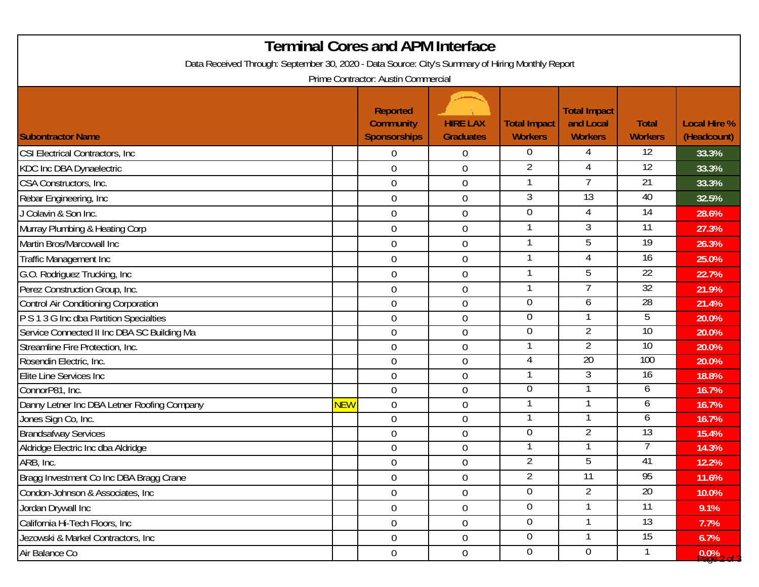# Terminal Cores and APM Interface

Data Received Through: September 30, 2020 - Data Source: City's Summary of Hiring Monthly Report

Prime Contractor: Austin Commercial

| Subontractor Name | | Reported Community Sponsorships | HIRE LAX Graduates | Total Impact Workers | Total Impact and Local Workers | Total Workers | Local Hire % (Headcount) |
|---|---|---|---|---|---|---|---|
| CSI Electrical Contractors, Inc | | 0 | 0 | 0 | 4 | 12 | 33.3% |
| KDC Inc DBA Dynaelectric | | 0 | 0 | 2 | 4 | 12 | 33.3% |
| CSA Constructors, Inc. | | 0 | 0 | 1 | 7 | 21 | 33.3% |
| Rebar Engineering, Inc | | 0 | 0 | 3 | 13 | 40 | 32.5% |
| J Colavin & Son Inc. | | 0 | 0 | 0 | 4 | 14 | 28.6% |
| Murray Plumbing & Heating Corp | | 0 | 0 | 1 | 3 | 11 | 27.3% |
| Martin Bros/Marcowall Inc | | 0 | 0 | 1 | 5 | 19 | 26.3% |
| Traffic Management Inc | | 0 | 0 | 1 | 4 | 16 | 25.0% |
| G.O. Rodriguez Trucking, Inc | | 0 | 0 | 1 | 5 | 22 | 22.7% |
| Perez Construction Group, Inc. | | 0 | 0 | 1 | 7 | 32 | 21.9% |
| Control Air Conditioning Corporation | | 0 | 0 | 0 | 6 | 28 | 21.4% |
| P S 1 3 G Inc dba Partition Specialties | | 0 | 0 | 0 | 1 | 5 | 20.0% |
| Service Connected II Inc DBA SC Building Ma | | 0 | 0 | 0 | 2 | 10 | 20.0% |
| Streamline Fire Protection, Inc. | | 0 | 0 | 1 | 2 | 10 | 20.0% |
| Rosendin Electric, Inc. | | 0 | 0 | 4 | 20 | 100 | 20.0% |
| Elite Line Services Inc | | 0 | 0 | 1 | 3 | 16 | 18.8% |
| ConnorP81, Inc. | | 0 | 0 | 0 | 1 | 6 | 16.7% |
| Danny Letner Inc DBA Letner Roofing Company | NEW | 0 | 0 | 1 | 1 | 6 | 16.7% |
| Jones Sign Co, Inc. | | 0 | 0 | 1 | 1 | 6 | 16.7% |
| Brandsafway Services | | 0 | 0 | 0 | 2 | 13 | 15.4% |
| Aldridge Electric Inc dba Aldridge | | 0 | 0 | 1 | 1 | 7 | 14.3% |
| ARB, Inc. | | 0 | 0 | 2 | 5 | 41 | 12.2% |
| Bragg Investment Co Inc DBA Bragg Crane | | 0 | 0 | 2 | 11 | 95 | 11.6% |
| Condon-Johnson & Associates, Inc | | 0 | 0 | 0 | 2 | 20 | 10.0% |
| Jordan Drywall Inc | | 0 | 0 | 0 | 1 | 11 | 9.1% |
| California Hi-Tech Floors, Inc | | 0 | 0 | 0 | 1 | 13 | 7.7% |
| Jezowski & Markel Contractors, Inc | | 0 | 0 | 0 | 1 | 15 | 6.7% |
| Air Balance Co | | 0 | 0 | 0 | 0 | 1 | 0.0% |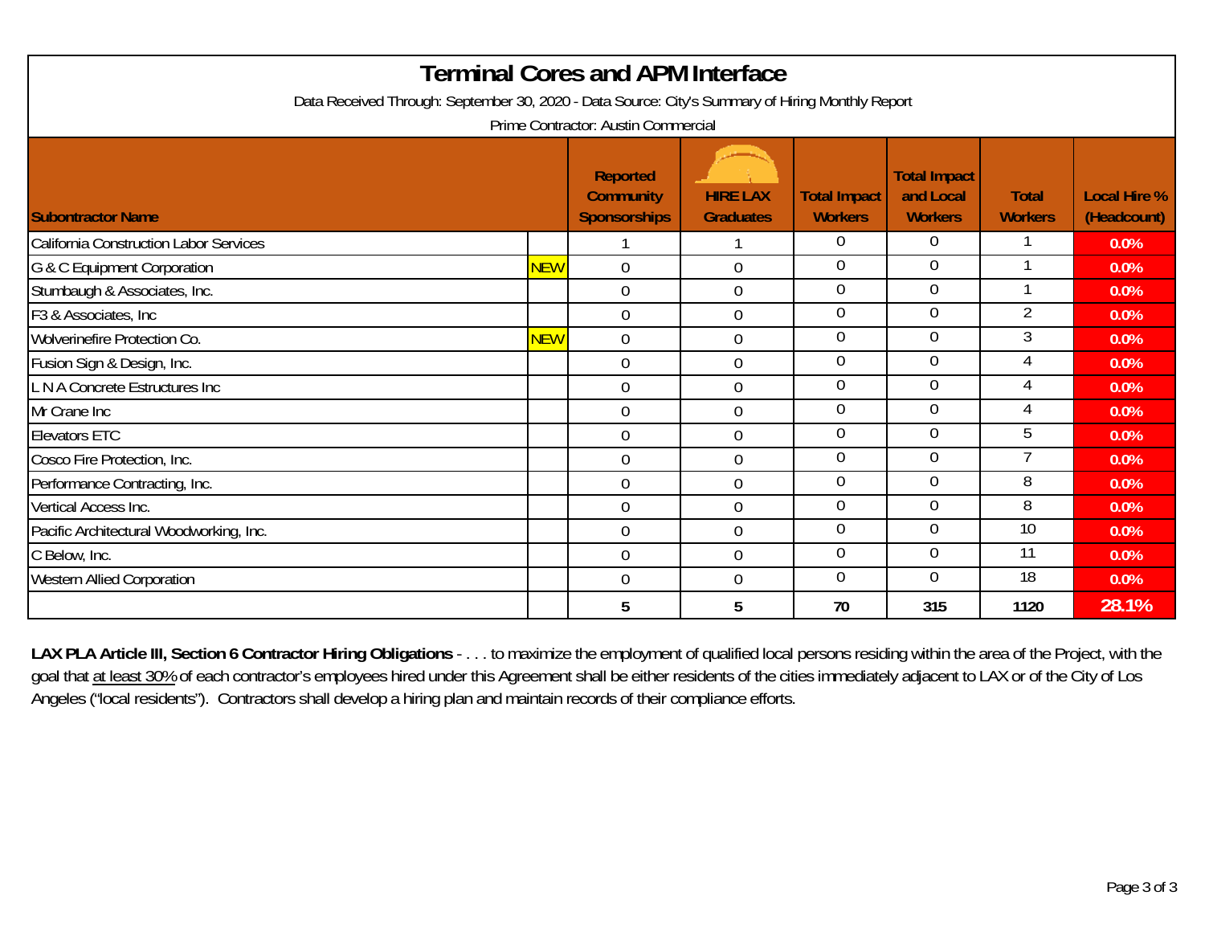# Terminal Cores and APM Interface

Data Received Through: September 30, 2020 - Data Source: City's Summary of Hiring Monthly Report

Prime Contractor: Austin Commercial

| Subcontractor Name | | Reported Community Sponsorships | HIRE LAX Graduates | Total Impact Workers | Total Impact and Local Workers | Total Workers | Local Hire % (Headcount) |
|---|---|---|---|---|---|---|---|
| California Construction Labor Services | | 1 | 1 | 0 | 0 | 1 | 0.0% |
| G & C Equipment Corporation | NEW | 0 | 0 | 0 | 0 | 1 | 0.0% |
| Stumbaugh & Associates, Inc. | | 0 | 0 | 0 | 0 | 1 | 0.0% |
| F3 & Associates, Inc | | 0 | 0 | 0 | 0 | 2 | 0.0% |
| Wolverinefire Protection Co. | NEW | 0 | 0 | 0 | 0 | 3 | 0.0% |
| Fusion Sign & Design, Inc. | | 0 | 0 | 0 | 0 | 4 | 0.0% |
| L N A Concrete Estructures Inc | | 0 | 0 | 0 | 0 | 4 | 0.0% |
| Mr Crane Inc | | 0 | 0 | 0 | 0 | 4 | 0.0% |
| Elevators ETC | | 0 | 0 | 0 | 0 | 5 | 0.0% |
| Cosco Fire Protection, Inc. | | 0 | 0 | 0 | 0 | 7 | 0.0% |
| Performance Contracting, Inc. | | 0 | 0 | 0 | 0 | 8 | 0.0% |
| Vertical Access Inc. | | 0 | 0 | 0 | 0 | 8 | 0.0% |
| Pacific Architectural Woodworking, Inc. | | 0 | 0 | 0 | 0 | 10 | 0.0% |
| C Below, Inc. | | 0 | 0 | 0 | 0 | 11 | 0.0% |
| Western Allied Corporation | | 0 | 0 | 0 | 0 | 18 | 0.0% |
| | | **5** | **5** | **70** | **315** | **1120** | **28.1%** |

**LAX PLA Article III, Section 6 Contractor Hiring Obligations** - . . . to maximize the employment of qualified local persons residing within the area of the Project, with the goal that at least 30% of each contractor's employees hired under this Agreement shall be either residents of the cities immediately adjacent to LAX or of the City of Los Angeles ("local residents"). Contractors shall develop a hiring plan and maintain records of their compliance efforts.